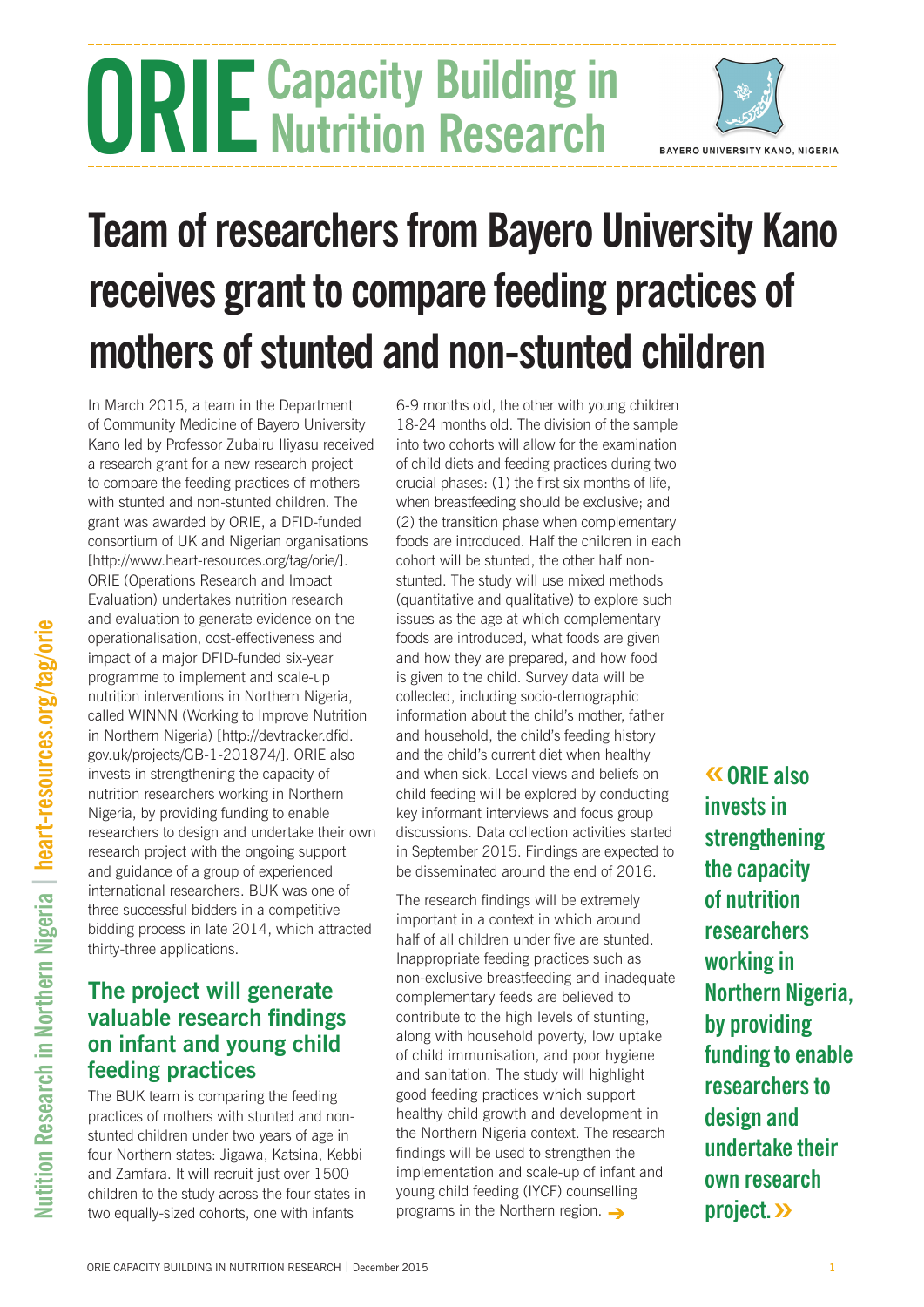# ORIE Capacity Building in Nutrition Research

BAYERO UNIVERSITY KANO, NIGERIA

# Team of researchers from Bayero University Kano receives grant to compare feeding practices of mothers of stunted and non-stunted children

In March 2015, a team in the Department of Community Medicine of Bayero University Kano led by Professor Zubairu Iliyasu received a research grant for a new research project to compare the feeding practices of mothers with stunted and non-stunted children. The grant was awarded by ORIE, a DFID-funded consortium of UK and Nigerian organisations [http://www.heart-resources.org/tag/orie/]. ORIE (Operations Research and Impact Evaluation) undertakes nutrition research and evaluation to generate evidence on the operationalisation, cost-effectiveness and impact of a major DFID-funded six-year programme to implement and scale-up nutrition interventions in Northern Nigeria, called WINNN (Working to Improve Nutrition in Northern Nigeria) [http://devtracker.dfid.gov.uk/projects/GB-1-201874/]. ORIE also invests in strengthening the capacity of nutrition researchers working in Northern Nigeria, by providing funding to enable researchers to design and undertake their own research project with the ongoing support and guidance of a group of experienced international researchers. BUK was one of three successful bidders in a competitive bidding process in late 2014, which attracted thirty-three applications.

## The project will generate valuable research findings on infant and young child feeding practices

The BUK team is comparing the feeding practices of mothers with stunted and non-stunted children under two years of age in four Northern states: Jigawa, Katsina, Kebbi and Zamfara. It will recruit just over 1500 children to the study across the four states in two equally-sized cohorts, one with infants 6-9 months old, the other with young children 18-24 months old. The division of the sample into two cohorts will allow for the examination of child diets and feeding practices during two crucial phases: (1) the first six months of life, when breastfeeding should be exclusive; and (2) the transition phase when complementary foods are introduced. Half the children in each cohort will be stunted, the other half non-stunted. The study will use mixed methods (quantitative and qualitative) to explore such issues as the age at which complementary foods are introduced, what foods are given and how they are prepared, and how food is given to the child. Survey data will be collected, including socio-demographic information about the child's mother, father and household, the child's feeding history and the child's current diet when healthy and when sick. Local views and beliefs on child feeding will be explored by conducting key informant interviews and focus group discussions. Data collection activities started in September 2015. Findings are expected to be disseminated around the end of 2016.

The research findings will be extremely important in a context in which around half of all children under five are stunted. Inappropriate feeding practices such as non-exclusive breastfeeding and inadequate complementary feeds are believed to contribute to the high levels of stunting, along with household poverty, low uptake of child immunisation, and poor hygiene and sanitation. The study will highlight good feeding practices which support healthy child growth and development in the Northern Nigeria context. The research findings will be used to strengthen the implementation and scale-up of infant and young child feeding (IYCF) counselling programs in the Northern region. →

> « ORIE also invests in strengthening the capacity of nutrition researchers working in Northern Nigeria, by providing funding to enable researchers to design and undertake their own research project. »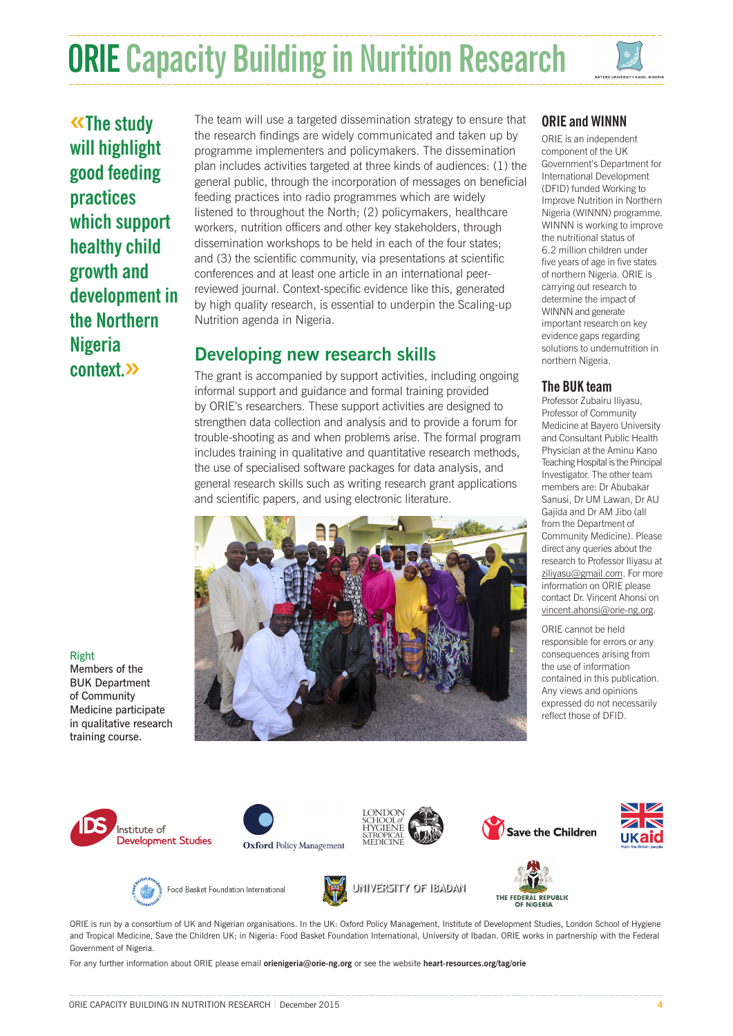# ORIE Capacity Building in Nurition Research

> «The study will highlight good feeding practices which support healthy child growth and development in the Northern Nigeria context.»

The team will use a targeted dissemination strategy to ensure that the research findings are widely communicated and taken up by programme implementers and policymakers. The dissemination plan includes activities targeted at three kinds of audiences: (1) the general public, through the incorporation of messages on beneficial feeding practices into radio programmes which are widely listened to throughout the North; (2) policymakers, healthcare workers, nutrition officers and other key stakeholders, through dissemination workshops to be held in each of the four states; and (3) the scientific community, via presentations at scientific conferences and at least one article in an international peer-reviewed journal. Context-specific evidence like this, generated by high quality research, is essential to underpin the Scaling-up Nutrition agenda in Nigeria.

## Developing new research skills

The grant is accompanied by support activities, including ongoing informal support and guidance and formal training provided by ORIE's researchers. These support activities are designed to strengthen data collection and analysis and to provide a forum for trouble-shooting as and when problems arise. The formal program includes training in qualitative and quantitative research methods, the use of specialised software packages for data analysis, and general research skills such as writing research grant applications and scientific papers, and using electronic literature.

Right
Members of the BUK Department of Community Medicine participate in qualitative research training course.

### ORIE and WINNN

ORIE is an independent component of the UK Government's Department for International Development (DFID) funded Working to Improve Nutrition in Northern Nigeria (WINNN) programme. WINNN is working to improve the nutritional status of 6.2 million children under five years of age in five states of northern Nigeria. ORIE is carrying out research to determine the impact of WINNN and generate important research on key evidence gaps regarding solutions to undernutrition in northern Nigeria.

### The BUK team

Professor Zubairu Iliyasu, Professor of Community Medicine at Bayero University and Consultant Public Health Physician at the Aminu Kano Teaching Hospital is the Principal Investigator. The other team members are: Dr Abubakar Sanusi, Dr UM Lawan, Dr AU Gajida and Dr AM Jibo (all from the Department of Community Medicine). Please direct any queries about the research to Professor Iliyasu at ziliyasu@gmail.com. For more information on ORIE please contact Dr. Vincent Ahonsi on vincent.ahonsi@orie-ng.org.

ORIE cannot be held responsible for errors or any consequences arising from the use of information contained in this publication. Any views and opinions expressed do not necessarily reflect those of DFID.

ORIE is run by a consortium of UK and Nigerian organisations. In the UK: Oxford Policy Management, Institute of Development Studies, London School of Hygiene and Tropical Medicine, Save the Children UK; in Nigeria: Food Basket Foundation International, University of Ibadan. ORIE works in partnership with the Federal Government of Nigeria.

For any further information about ORIE please email **orienigeria@orie-ng.org** or see the website **heart-resources.org/tag/orie**